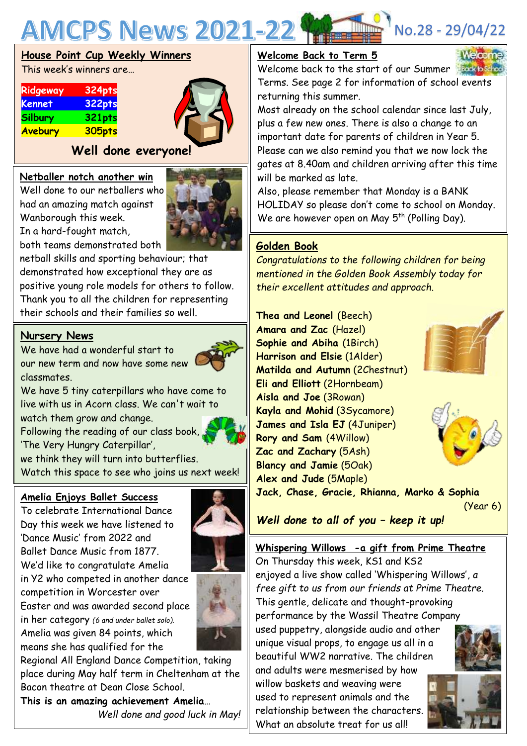# AMCPS News 2021-22

No.28 - 29/04/22

## House Point Cup Weekly Winners

This week's winners are…

| Ridgeway | 324pts |
|---|---|
| Kennet | 322pts |
| Silbury | 321pts |
| Avebury | 305pts |

**Well done everyone!**

## Netballer notch another win

Well done to our netballers who had an amazing match against Wanborough this week.
In a hard-fought match, both teams demonstrated both netball skills and sporting behaviour; that demonstrated how exceptional they are as positive young role models for others to follow. Thank you to all the children for representing their schools and their families so well.

## Nursery News

We have had a wonderful start to our new term and now have some new classmates.
We have 5 tiny caterpillars who have come to live with us in Acorn class. We can't wait to watch them grow and change.
Following the reading of our class book, 'The Very Hungry Caterpillar',
we think they will turn into butterflies.
Watch this space to see who joins us next week!

## Amelia Enjoys Ballet Success

To celebrate International Dance Day this week we have listened to 'Dance Music' from 2022 and Ballet Dance Music from 1877.
We'd like to congratulate Amelia in Y2 who competed in another dance competition in Worcester over Easter and was awarded second place in her category *(6 and under ballet solo).*
Amelia was given 84 points, which means she has qualified for the Regional All England Dance Competition, taking place during May half term in Cheltenham at the Bacon theatre at Dean Close School.
**This is an amazing achievement Amelia**…
*Well done and good luck in May!*

## Welcome Back to Term 5

Welcome back to the start of our Summer Terms. See page 2 for information of school events returning this summer.
Most already on the school calendar since last July, plus a few new ones. There is also a change to an important date for parents of children in Year 5.
Please can we also remind you that we now lock the gates at 8.40am and children arriving after this time will be marked as late.
Also, please remember that Monday is a BANK HOLIDAY so please don't come to school on Monday.
We are however open on May 5th (Polling Day).

## Golden Book

*Congratulations to the following children for being mentioned in the Golden Book Assembly today for their excellent attitudes and approach.*

**Thea and Leonel** (Beech)
**Amara and Zac** (Hazel)
**Sophie and Abiha** (1Birch)
**Harrison and Elsie** (1Alder)
**Matilda and Autumn** (2Chestnut)
**Eli and Elliott** (2Hornbeam)
**Aisla and Joe** (3Rowan)
**Kayla and Mohid** (3Sycamore)
**James and Isla EJ** (4Juniper)
**Rory and Sam** (4Willow)
**Zac and Zachary** (5Ash)
**Blancy and Jamie** (5Oak)
**Alex and Jude** (5Maple)
**Jack, Chase, Gracie, Rhianna, Marko & Sophia** (Year 6)

***Well done to all of you – keep it up!***

## Whispering Willows -a gift from Prime Theatre

On Thursday this week, KS1 and KS2 enjoyed a live show called 'Whispering Willows', *a free gift to us from our friends at Prime Theatre.*
This gentle, delicate and thought-provoking performance by the Wassil Theatre Company used puppetry, alongside audio and other unique visual props, to engage us all in a beautiful WW2 narrative. The children and adults were mesmerised by how willow baskets and weaving were used to represent animals and the relationship between the characters. What an absolute treat for us all!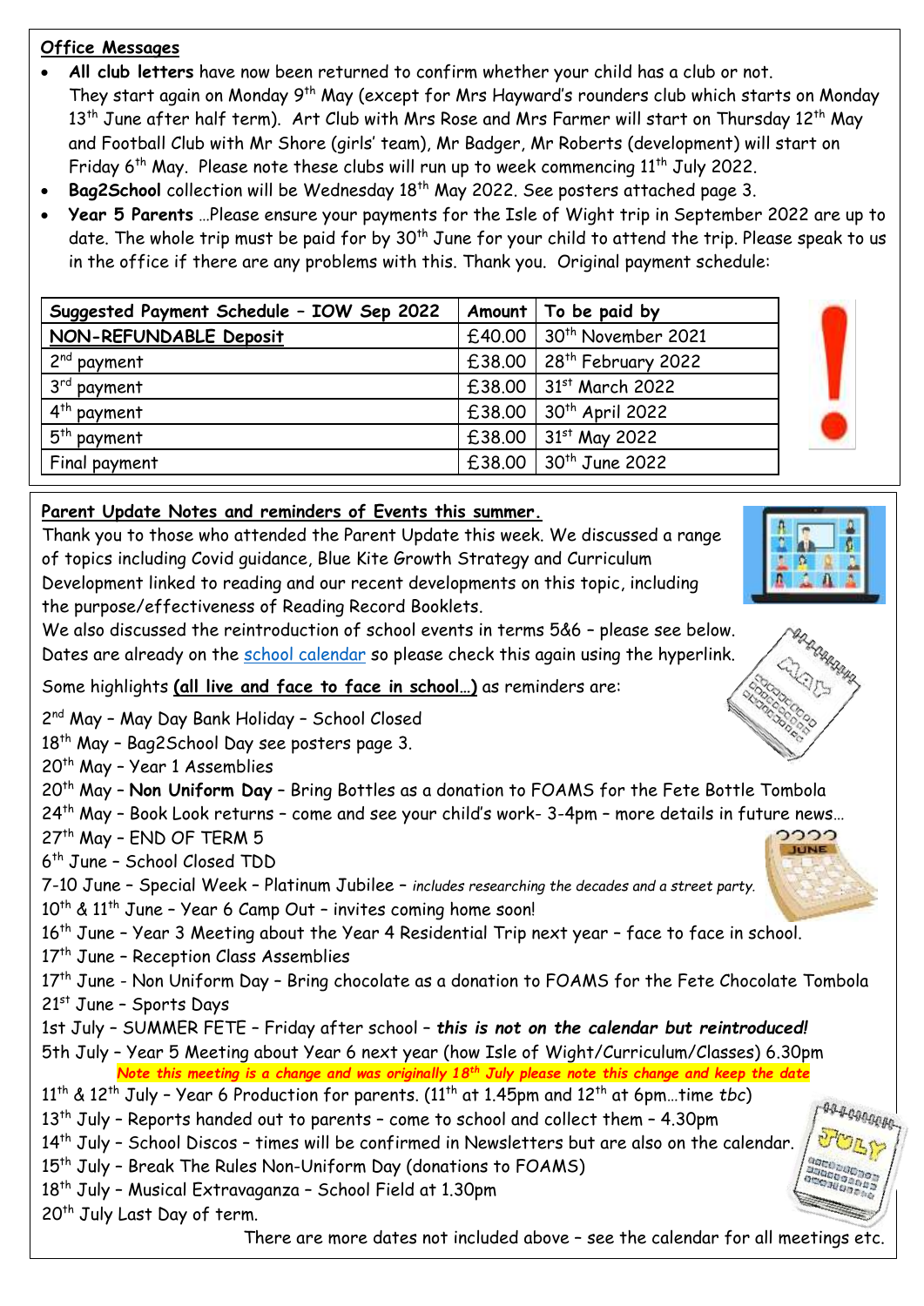## Office Messages

- **All club letters** have now been returned to confirm whether your child has a club or not. They start again on Monday 9th May (except for Mrs Hayward's rounders club which starts on Monday 13th June after half term). Art Club with Mrs Rose and Mrs Farmer will start on Thursday 12th May and Football Club with Mr Shore (girls' team), Mr Badger, Mr Roberts (development) will start on Friday 6th May. Please note these clubs will run up to week commencing 11th July 2022.
- **Bag2School** collection will be Wednesday 18th May 2022. See posters attached page 3.
- **Year 5 Parents** …Please ensure your payments for the Isle of Wight trip in September 2022 are up to date. The whole trip must be paid for by 30th June for your child to attend the trip. Please speak to us in the office if there are any problems with this. Thank you. Original payment schedule:

| Suggested Payment Schedule – IOW Sep 2022 | Amount | To be paid by |
|---|---|---|
| NON-REFUNDABLE Deposit | £40.00 | 30th November 2021 |
| 2nd payment | £38.00 | 28th February 2022 |
| 3rd payment | £38.00 | 31st March 2022 |
| 4th payment | £38.00 | 30th April 2022 |
| 5th payment | £38.00 | 31st May 2022 |
| Final payment | £38.00 | 30th June 2022 |

## Parent Update Notes and reminders of Events this summer.

Thank you to those who attended the Parent Update this week. We discussed a range of topics including Covid guidance, Blue Kite Growth Strategy and Curriculum Development linked to reading and our recent developments on this topic, including the purpose/effectiveness of Reading Record Booklets.

We also discussed the reintroduction of school events in terms 5&6 – please see below. Dates are already on the school calendar so please check this again using the hyperlink.

Some highlights **(all live and face to face in school…)** as reminders are:

2nd May – May Day Bank Holiday – School Closed
18th May – Bag2School Day see posters page 3.
20th May – Year 1 Assemblies
20th May – **Non Uniform Day** – Bring Bottles as a donation to FOAMS for the Fete Bottle Tombola
24th May – Book Look returns – come and see your child's work- 3-4pm – more details in future news…
27th May – END OF TERM 5
6th June – School Closed TDD
7-10 June – Special Week – Platinum Jubilee – *includes researching the decades and a street party.*
10th & 11th June – Year 6 Camp Out – invites coming home soon!
16th June – Year 3 Meeting about the Year 4 Residential Trip next year – face to face in school.
17th June – Reception Class Assemblies
17th June - Non Uniform Day – Bring chocolate as a donation to FOAMS for the Fete Chocolate Tombola
21st June – Sports Days
1st July – SUMMER FETE – Friday after school – ***this is not on the calendar but reintroduced!***
5th July – Year 5 Meeting about Year 6 next year (how Isle of Wight/Curriculum/Classes) 6.30pm
***Note this meeting is a change and was originally 18th July please note this change and keep the date***
11th & 12th July – Year 6 Production for parents. (11th at 1.45pm and 12th at 6pm…time *tbc*)
13th July – Reports handed out to parents – come to school and collect them – 4.30pm
14th July – School Discos – times will be confirmed in Newsletters but are also on the calendar.
15th July – Break The Rules Non-Uniform Day (donations to FOAMS)
18th July – Musical Extravaganza – School Field at 1.30pm
20th July Last Day of term.

There are more dates not included above – see the calendar for all meetings etc.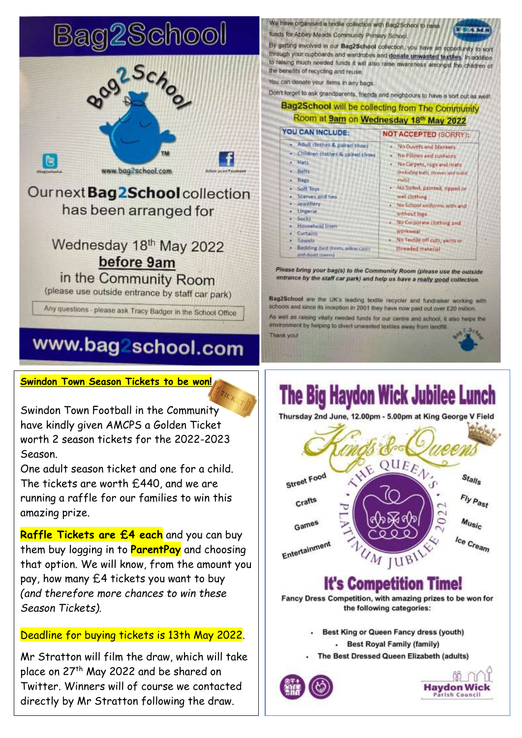# Bag2School

www.bag2school.com

Our next **Bag2School** collection has been arranged for

Wednesday 18th May 2022

**before 9am**

in the Community Room

(please use outside entrance by staff car park)

Any questions - please ask Tracy Badger in the School Office

www.bag2school.com

We have organised a textile collection with Bag2School to raise funds for Abbey Meads Community Primary School.

By getting involved in our **Bag2School** collection, you have an opportunity to sort through your cupboards and wardrobes and donate unwanted textiles. In addition to raising much needed funds it will also raise awareness amongst the children of the benefits of recycling and reuse.

You can donate your items in any bags.

Don't forget to ask grandparents, friends and neighbours to have a sort out as well!

**Bag2School will be collecting from The Community Room at 9am on Wednesday 18th May 2022**

| YOU CAN INCLUDE: | NOT ACCEPTED (SORRY): |
|---|---|
| Adult clothes & paired shoes | No Duvets and blankets |
| Children clothes & paired shoes | No Pillows and cushions |
| Hats | No Carpets, rugs and mats (including bath, shower and toilet mats) |
| Belts | No Soiled, painted, ripped or wet clothing |
| Bags | No School uniforms with and without logo |
| Soft Toys | No Corporate clothing and workwear |
| Scarves and ties | No Textile off cuts, yarns or threaded material |
| Jewellery | |
| Lingerie | |
| Socks | |
| Household linen | |
| Curtains | |
| Towels | |
| Bedding (bed sheets, pillow cases and duvet covers) | |

*Please bring your bag(s) to the Community Room (please use the outside entrance by the staff car park) and help us have a really good collection.*

**Bag2School** are the UK's leading textile recycler and fundraiser working with schools and since its inception in 2001 they have now paid out over £20 million.

As well as raising vitally needed funds for our centre and school, it also helps the environment by helping to divert unwanted textiles away from landfill.

Thank you!

## Swindon Town Season Tickets to be won!

Swindon Town Football in the Community have kindly given AMCPS a Golden Ticket worth 2 season tickets for the 2022-2023 Season.

One adult season ticket and one for a child. The tickets are worth £440, and we are running a raffle for our families to win this amazing prize.

**Raffle Tickets are £4 each** and you can buy them buy logging in to **ParentPay** and choosing that option. We will know, from the amount you pay, how many £4 tickets you want to buy *(and therefore more chances to win these Season Tickets).*

Deadline for buying tickets is 13th May 2022.

Mr Stratton will film the draw, which will take place on 27th May 2022 and be shared on Twitter. Winners will of course we contacted directly by Mr Stratton following the draw.

## The Big Haydon Wick Jubilee Lunch

Thursday 2nd June, 12.00pm - 5.00pm at King George V Field

Kings & Queens

The Queen's Platinum Jubilee 2022

Street Food, Crafts, Games, Entertainment, Stalls, Fly Past, Music, Ice Cream

## It's Competition Time!

Fancy Dress Competition, with amazing prizes to be won for the following categories:

- Best King or Queen Fancy dress (youth)
- Best Royal Family (family)
- The Best Dressed Queen Elizabeth (adults)

Haydon Wick Parish Council